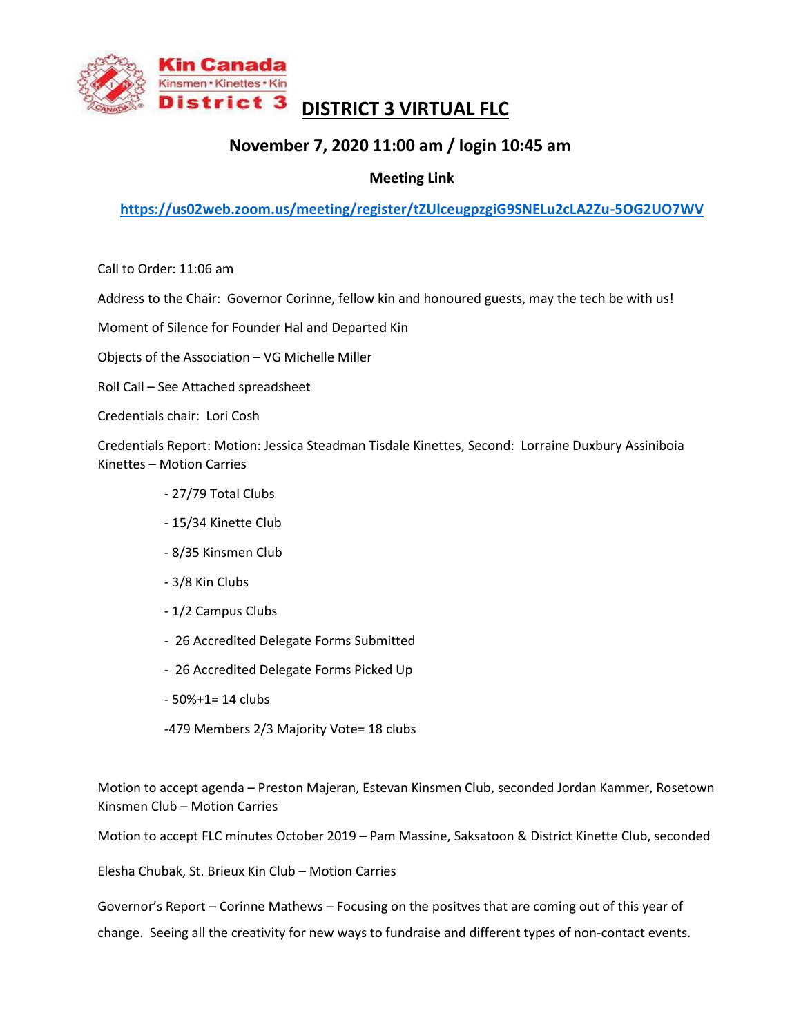# DISTRICT 3 VIRTUAL FLC

## November 7, 2020 11:00 am / login 10:45 am

**Meeting Link**

**https://us02web.zoom.us/meeting/register/tZUlceugpzgiG9SNELu2cLA2Zu-5OG2UO7WV**

Call to Order: 11:06 am

Address to the Chair: Governor Corinne, fellow kin and honoured guests, may the tech be with us!

Moment of Silence for Founder Hal and Departed Kin

Objects of the Association – VG Michelle Miller

Roll Call – See Attached spreadsheet

Credentials chair: Lori Cosh

Credentials Report: Motion: Jessica Steadman Tisdale Kinettes, Second: Lorraine Duxbury Assiniboia Kinettes – Motion Carries

- 27/79 Total Clubs
- 15/34 Kinette Club
- 8/35 Kinsmen Club
- 3/8 Kin Clubs
- 1/2 Campus Clubs
- 26 Accredited Delegate Forms Submitted
- 26 Accredited Delegate Forms Picked Up
- 50%+1= 14 clubs
- 479 Members 2/3 Majority Vote= 18 clubs

Motion to accept agenda – Preston Majeran, Estevan Kinsmen Club, seconded Jordan Kammer, Rosetown Kinsmen Club – Motion Carries

Motion to accept FLC minutes October 2019 – Pam Massine, Saksatoon & District Kinette Club, seconded

Elesha Chubak, St. Brieux Kin Club – Motion Carries

Governor's Report – Corinne Mathews – Focusing on the positves that are coming out of this year of change. Seeing all the creativity for new ways to fundraise and different types of non-contact events.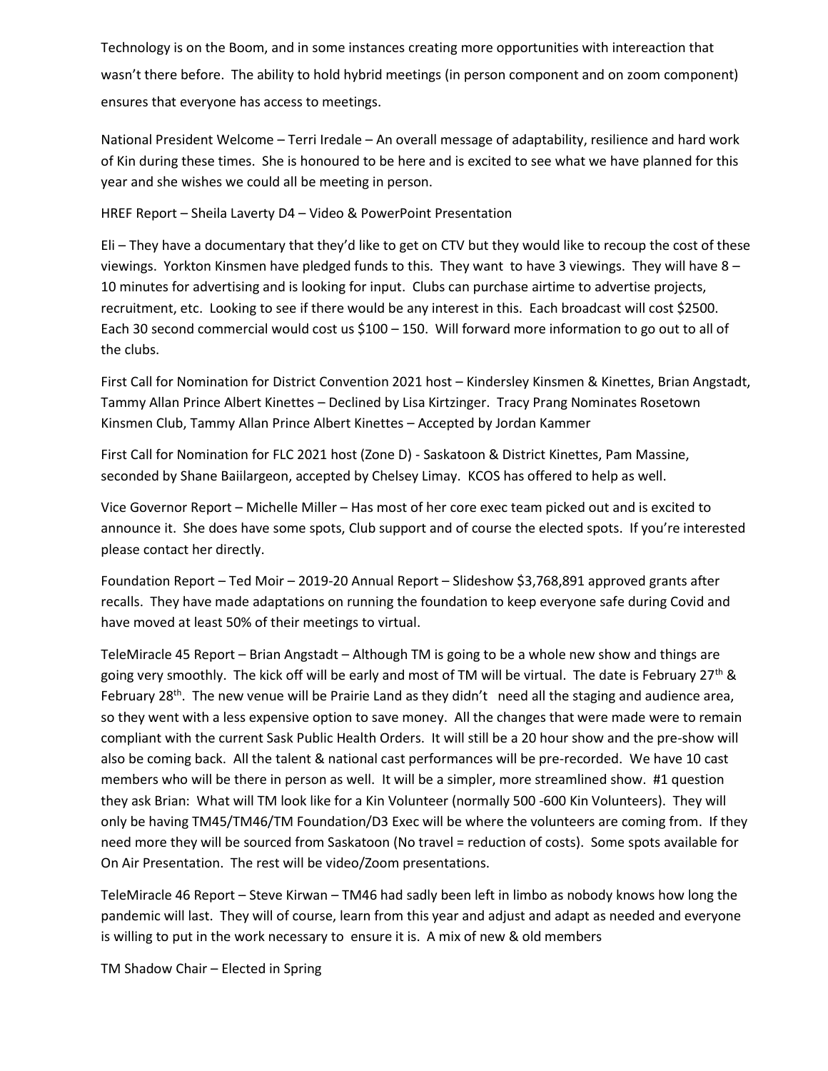Technology is on the Boom, and in some instances creating more opportunities with intereaction that wasn't there before. The ability to hold hybrid meetings (in person component and on zoom component) ensures that everyone has access to meetings.

National President Welcome – Terri Iredale – An overall message of adaptability, resilience and hard work of Kin during these times. She is honoured to be here and is excited to see what we have planned for this year and she wishes we could all be meeting in person.

HREF Report – Sheila Laverty D4 – Video & PowerPoint Presentation

Eli – They have a documentary that they'd like to get on CTV but they would like to recoup the cost of these viewings. Yorkton Kinsmen have pledged funds to this. They want to have 3 viewings. They will have 8 – 10 minutes for advertising and is looking for input. Clubs can purchase airtime to advertise projects, recruitment, etc. Looking to see if there would be any interest in this. Each broadcast will cost $2500. Each 30 second commercial would cost us $100 – 150. Will forward more information to go out to all of the clubs.

First Call for Nomination for District Convention 2021 host – Kindersley Kinsmen & Kinettes, Brian Angstadt, Tammy Allan Prince Albert Kinettes – Declined by Lisa Kirtzinger. Tracy Prang Nominates Rosetown Kinsmen Club, Tammy Allan Prince Albert Kinettes – Accepted by Jordan Kammer

First Call for Nomination for FLC 2021 host (Zone D) - Saskatoon & District Kinettes, Pam Massine, seconded by Shane Baiilargeon, accepted by Chelsey Limay. KCOS has offered to help as well.

Vice Governor Report – Michelle Miller – Has most of her core exec team picked out and is excited to announce it. She does have some spots, Club support and of course the elected spots. If you're interested please contact her directly.

Foundation Report – Ted Moir – 2019-20 Annual Report – Slideshow $3,768,891 approved grants after recalls. They have made adaptations on running the foundation to keep everyone safe during Covid and have moved at least 50% of their meetings to virtual.

TeleMiracle 45 Report – Brian Angstadt – Although TM is going to be a whole new show and things are going very smoothly. The kick off will be early and most of TM will be virtual. The date is February 27th & February 28th. The new venue will be Prairie Land as they didn't need all the staging and audience area, so they went with a less expensive option to save money. All the changes that were made were to remain compliant with the current Sask Public Health Orders. It will still be a 20 hour show and the pre-show will also be coming back. All the talent & national cast performances will be pre-recorded. We have 10 cast members who will be there in person as well. It will be a simpler, more streamlined show. #1 question they ask Brian: What will TM look like for a Kin Volunteer (normally 500 -600 Kin Volunteers). They will only be having TM45/TM46/TM Foundation/D3 Exec will be where the volunteers are coming from. If they need more they will be sourced from Saskatoon (No travel = reduction of costs). Some spots available for On Air Presentation. The rest will be video/Zoom presentations.

TeleMiracle 46 Report – Steve Kirwan – TM46 had sadly been left in limbo as nobody knows how long the pandemic will last. They will of course, learn from this year and adjust and adapt as needed and everyone is willing to put in the work necessary to ensure it is. A mix of new & old members

TM Shadow Chair – Elected in Spring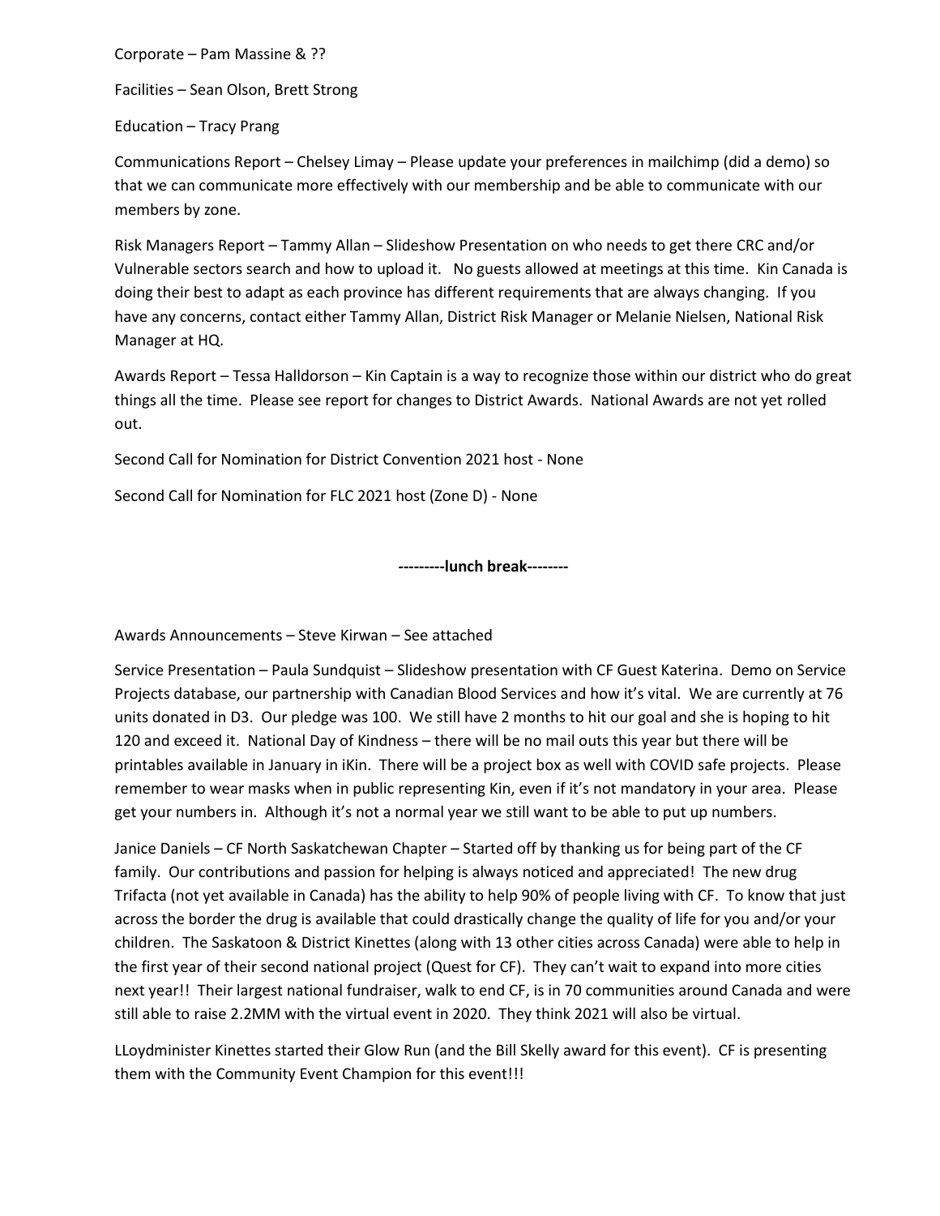Corporate – Pam Massine & ??

Facilities – Sean Olson, Brett Strong

Education – Tracy Prang

Communications Report – Chelsey Limay – Please update your preferences in mailchimp (did a demo) so that we can communicate more effectively with our membership and be able to communicate with our members by zone.

Risk Managers Report – Tammy Allan – Slideshow Presentation on who needs to get there CRC and/or Vulnerable sectors search and how to upload it. No guests allowed at meetings at this time. Kin Canada is doing their best to adapt as each province has different requirements that are always changing. If you have any concerns, contact either Tammy Allan, District Risk Manager or Melanie Nielsen, National Risk Manager at HQ.

Awards Report – Tessa Halldorson – Kin Captain is a way to recognize those within our district who do great things all the time. Please see report for changes to District Awards. National Awards are not yet rolled out.

Second Call for Nomination for District Convention 2021 host - None

Second Call for Nomination for FLC 2021 host (Zone D) - None

**---------lunch break--------**

Awards Announcements – Steve Kirwan – See attached

Service Presentation – Paula Sundquist – Slideshow presentation with CF Guest Katerina. Demo on Service Projects database, our partnership with Canadian Blood Services and how it's vital. We are currently at 76 units donated in D3. Our pledge was 100. We still have 2 months to hit our goal and she is hoping to hit 120 and exceed it. National Day of Kindness – there will be no mail outs this year but there will be printables available in January in iKin. There will be a project box as well with COVID safe projects. Please remember to wear masks when in public representing Kin, even if it's not mandatory in your area. Please get your numbers in. Although it's not a normal year we still want to be able to put up numbers.

Janice Daniels – CF North Saskatchewan Chapter – Started off by thanking us for being part of the CF family. Our contributions and passion for helping is always noticed and appreciated! The new drug Trifacta (not yet available in Canada) has the ability to help 90% of people living with CF. To know that just across the border the drug is available that could drastically change the quality of life for you and/or your children. The Saskatoon & District Kinettes (along with 13 other cities across Canada) were able to help in the first year of their second national project (Quest for CF). They can't wait to expand into more cities next year!! Their largest national fundraiser, walk to end CF, is in 70 communities around Canada and were still able to raise 2.2MM with the virtual event in 2020. They think 2021 will also be virtual.

LLoydminister Kinettes started their Glow Run (and the Bill Skelly award for this event). CF is presenting them with the Community Event Champion for this event!!!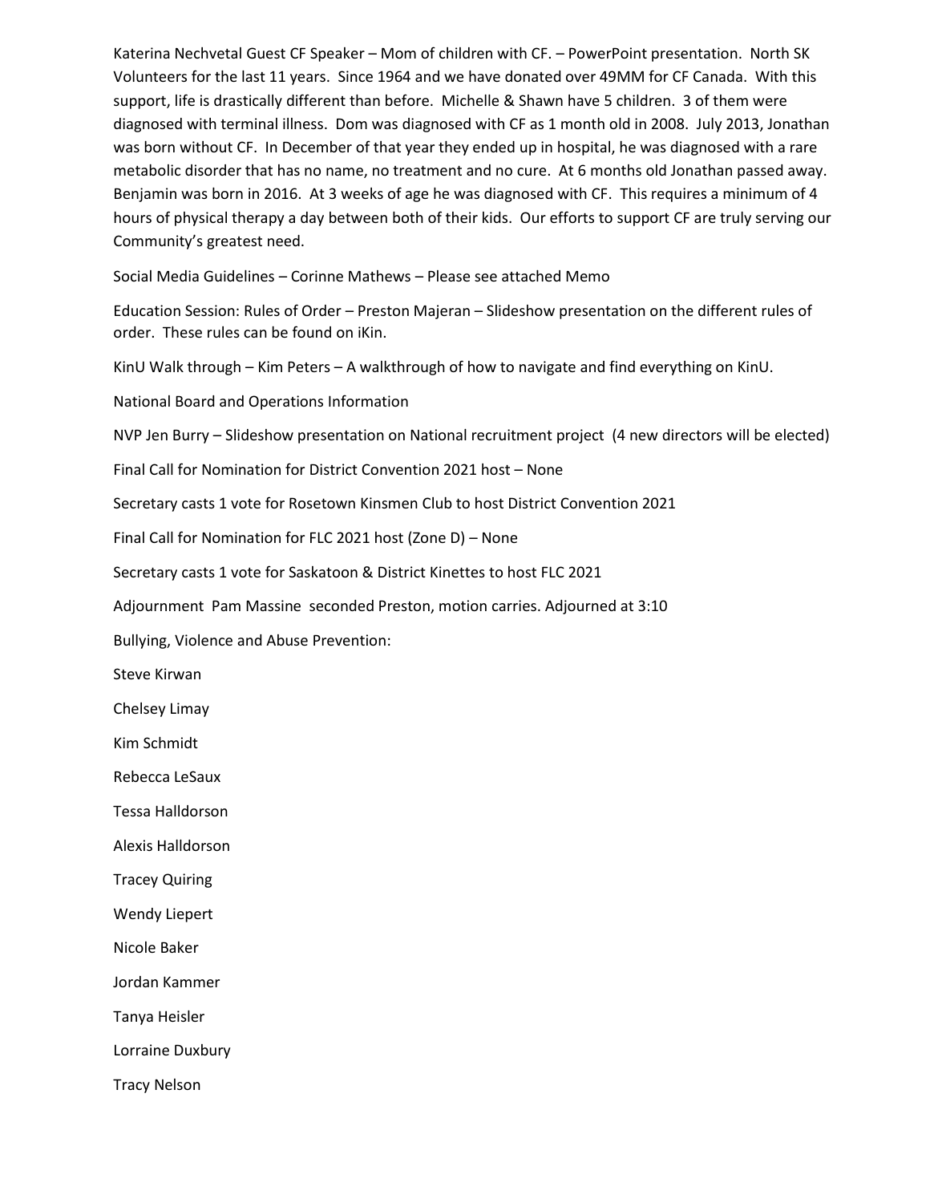Katerina Nechvetal Guest CF Speaker – Mom of children with CF. – PowerPoint presentation. North SK Volunteers for the last 11 years. Since 1964 and we have donated over 49MM for CF Canada. With this support, life is drastically different than before. Michelle & Shawn have 5 children. 3 of them were diagnosed with terminal illness. Dom was diagnosed with CF as 1 month old in 2008. July 2013, Jonathan was born without CF. In December of that year they ended up in hospital, he was diagnosed with a rare metabolic disorder that has no name, no treatment and no cure. At 6 months old Jonathan passed away. Benjamin was born in 2016. At 3 weeks of age he was diagnosed with CF. This requires a minimum of 4 hours of physical therapy a day between both of their kids. Our efforts to support CF are truly serving our Community's greatest need.

Social Media Guidelines – Corinne Mathews – Please see attached Memo

Education Session: Rules of Order – Preston Majeran – Slideshow presentation on the different rules of order. These rules can be found on iKin.

KinU Walk through – Kim Peters – A walkthrough of how to navigate and find everything on KinU.

National Board and Operations Information

NVP Jen Burry – Slideshow presentation on National recruitment project (4 new directors will be elected)

Final Call for Nomination for District Convention 2021 host – None

Secretary casts 1 vote for Rosetown Kinsmen Club to host District Convention 2021

Final Call for Nomination for FLC 2021 host (Zone D) – None

Secretary casts 1 vote for Saskatoon & District Kinettes to host FLC 2021

Adjournment Pam Massine seconded Preston, motion carries. Adjourned at 3:10

Bullying, Violence and Abuse Prevention:

Steve Kirwan

Chelsey Limay

Kim Schmidt

Rebecca LeSaux

Tessa Halldorson

Alexis Halldorson

Tracey Quiring

Wendy Liepert

Nicole Baker

Jordan Kammer

Tanya Heisler

Lorraine Duxbury

Tracy Nelson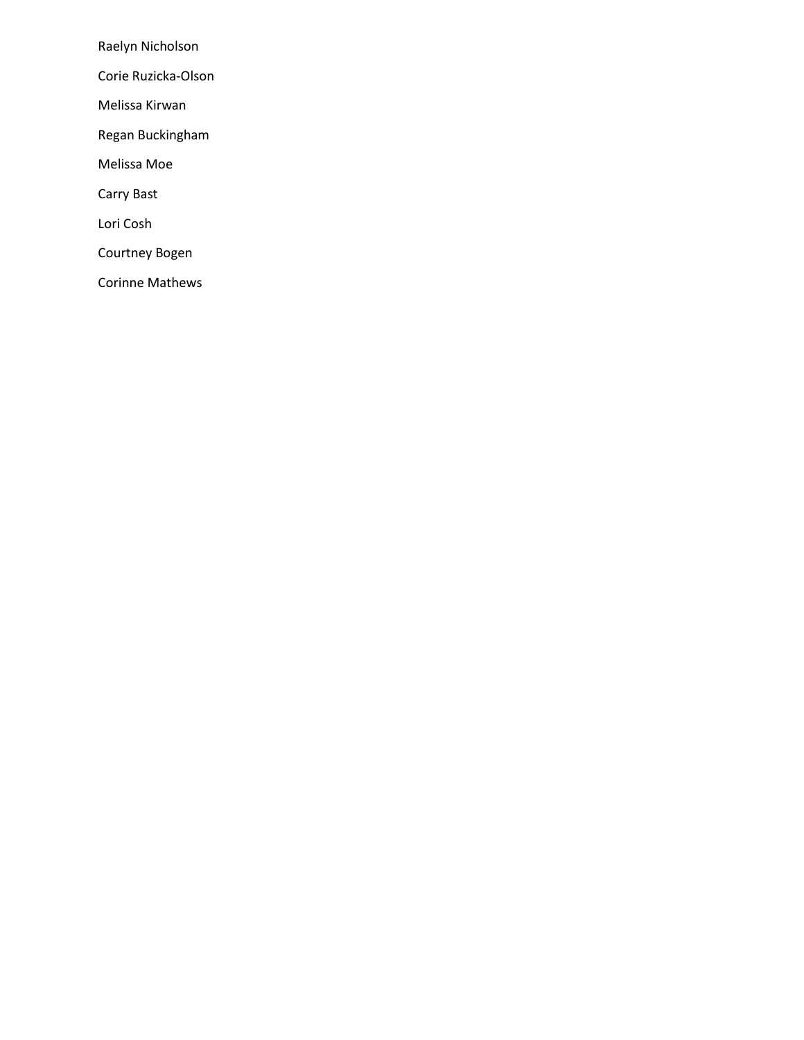Raelyn Nicholson

Corie Ruzicka-Olson

Melissa Kirwan

Regan Buckingham

Melissa Moe

Carry Bast

Lori Cosh

Courtney Bogen

Corinne Mathews